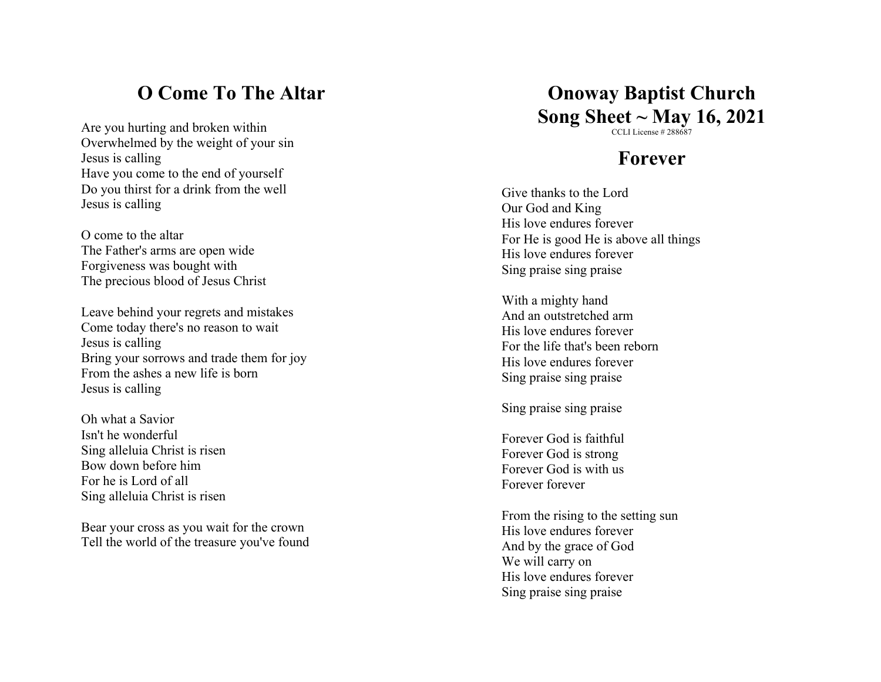# O Come To The Altar

Are you hurting and broken within
Overwhelmed by the weight of your sin
Jesus is calling
Have you come to the end of yourself
Do you thirst for a drink from the well
Jesus is calling

O come to the altar
The Father's arms are open wide
Forgiveness was bought with
The precious blood of Jesus Christ

Leave behind your regrets and mistakes
Come today there's no reason to wait
Jesus is calling
Bring your sorrows and trade them for joy
From the ashes a new life is born
Jesus is calling

Oh what a Savior
Isn't he wonderful
Sing alleluia Christ is risen
Bow down before him
For he is Lord of all
Sing alleluia Christ is risen

Bear your cross as you wait for the crown
Tell the world of the treasure you've found

# Onoway Baptist Church
# Song Sheet ~ May 16, 2021

CCLI License # 288687

## Forever

Give thanks to the Lord
Our God and King
His love endures forever
For He is good He is above all things
His love endures forever
Sing praise sing praise

With a mighty hand
And an outstretched arm
His love endures forever
For the life that's been reborn
His love endures forever
Sing praise sing praise

Sing praise sing praise

Forever God is faithful
Forever God is strong
Forever God is with us
Forever forever

From the rising to the setting sun
His love endures forever
And by the grace of God
We will carry on
His love endures forever
Sing praise sing praise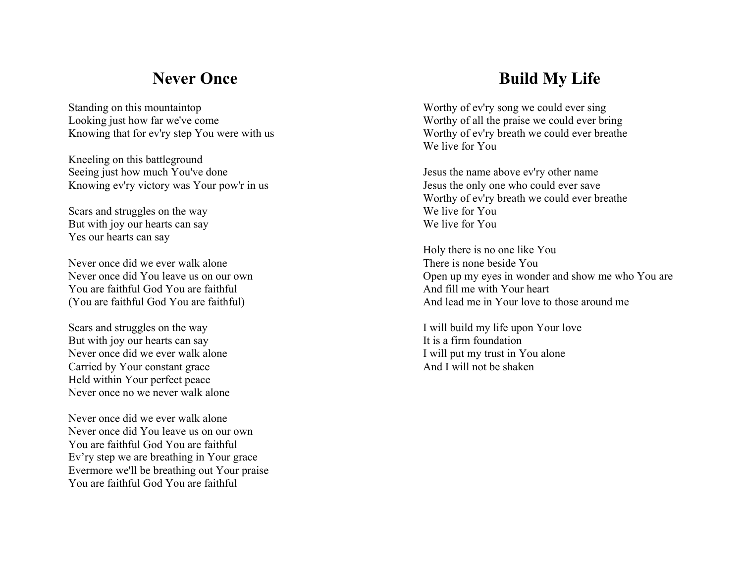## Never Once

Standing on this mountaintop
Looking just how far we've come
Knowing that for ev'ry step You were with us

Kneeling on this battleground
Seeing just how much You've done
Knowing ev'ry victory was Your pow'r in us

Scars and struggles on the way
But with joy our hearts can say
Yes our hearts can say

Never once did we ever walk alone
Never once did You leave us on our own
You are faithful God You are faithful
(You are faithful God You are faithful)

Scars and struggles on the way
But with joy our hearts can say
Never once did we ever walk alone
Carried by Your constant grace
Held within Your perfect peace
Never once no we never walk alone

Never once did we ever walk alone
Never once did You leave us on our own
You are faithful God You are faithful
Ev'ry step we are breathing in Your grace
Evermore we'll be breathing out Your praise
You are faithful God You are faithful

## Build My Life

Worthy of ev'ry song we could ever sing
Worthy of all the praise we could ever bring
Worthy of ev'ry breath we could ever breathe
We live for You

Jesus the name above ev'ry other name
Jesus the only one who could ever save
Worthy of ev'ry breath we could ever breathe
We live for You
We live for You

Holy there is no one like You
There is none beside You
Open up my eyes in wonder and show me who You are
And fill me with Your heart
And lead me in Your love to those around me

I will build my life upon Your love
It is a firm foundation
I will put my trust in You alone
And I will not be shaken